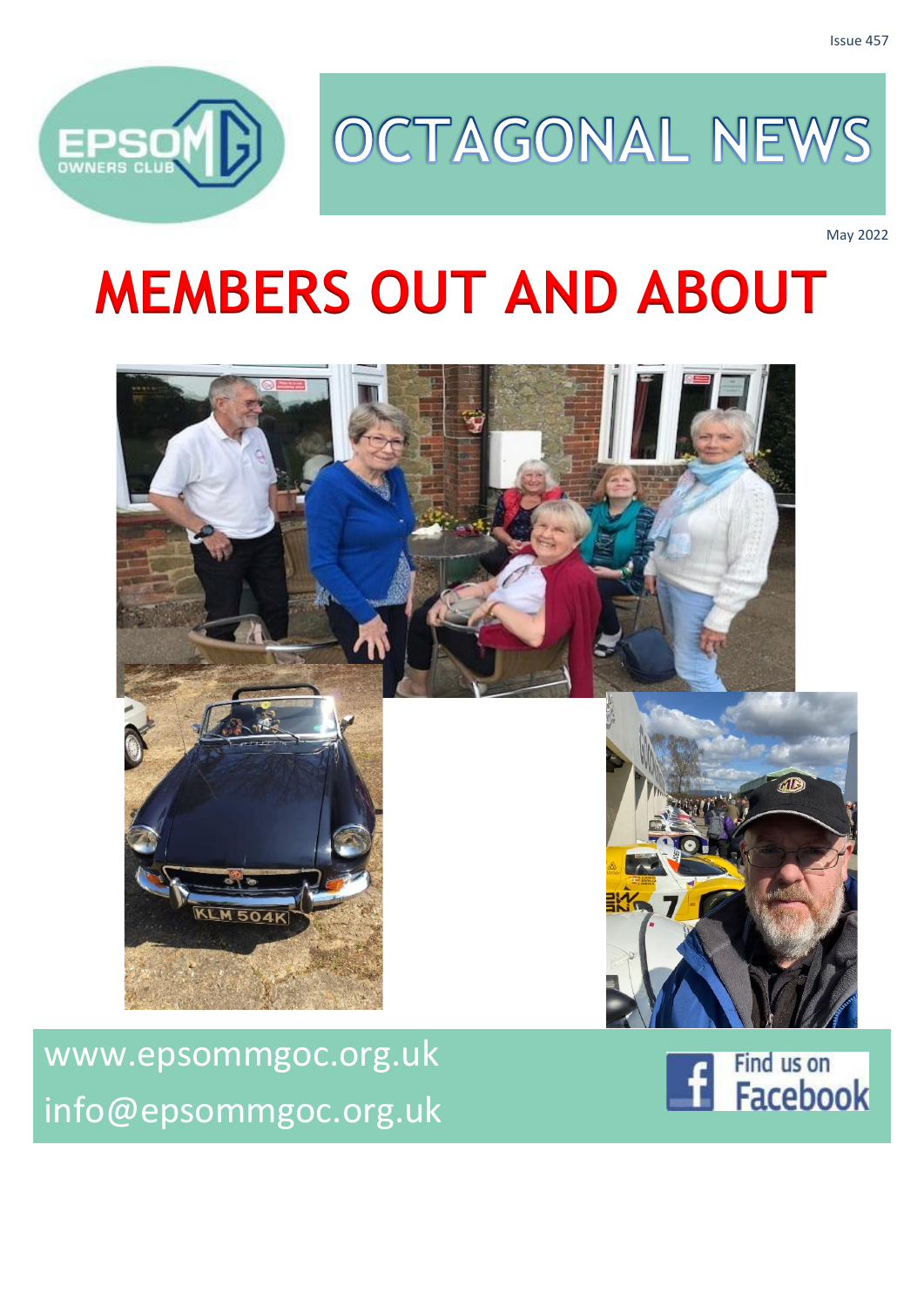Issue 457

# OCTAGONAL NEWS

May 2022

# MEMBERS OUT AND ABOUT

www.epsommgoc.org.uk

info@epsommgoc.org.uk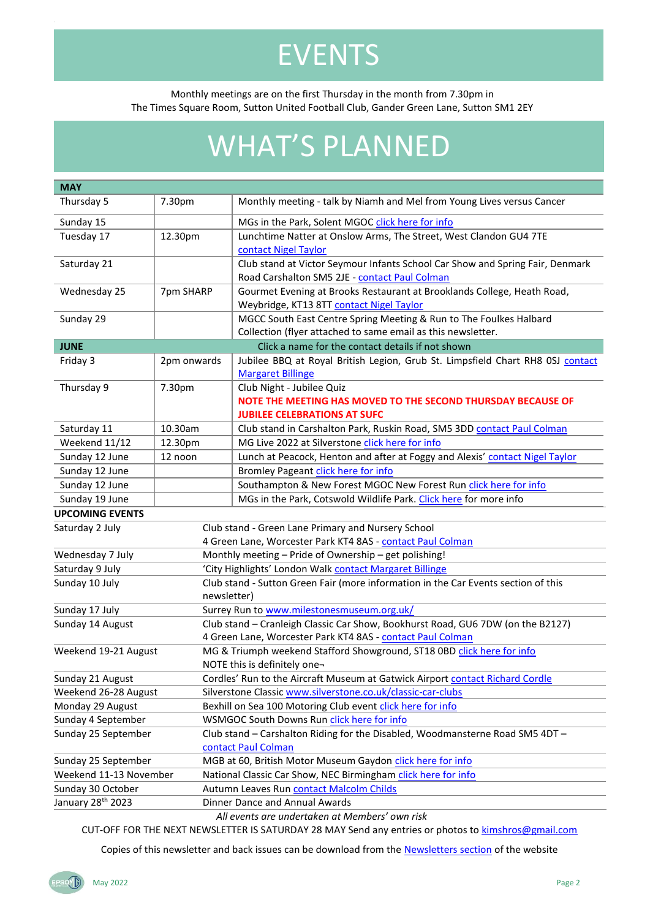# EVENTS

Monthly meetings are on the first Thursday in the month from 7.30pm in
The Times Square Room, Sutton United Football Club, Gander Green Lane, Sutton SM1 2EY

# WHAT'S PLANNED

| **MAY** | | |
|---|---|---|
| Thursday 5 | 7.30pm | Monthly meeting - talk by Niamh and Mel from Young Lives versus Cancer |
| Sunday 15 | | MGs in the Park, Solent MGOC click here for info |
| Tuesday 17 | 12.30pm | Lunchtime Natter at Onslow Arms, The Street, West Clandon GU4 7TE contact Nigel Taylor |
| Saturday 21 | | Club stand at Victor Seymour Infants School Car Show and Spring Fair, Denmark Road Carshalton SM5 2JE - contact Paul Colman |
| Wednesday 25 | 7pm SHARP | Gourmet Evening at Brooks Restaurant at Brooklands College, Heath Road, Weybridge, KT13 8TT contact Nigel Taylor |
| Sunday 29 | | MGCC South East Centre Spring Meeting & Run to The Foulkes Halbard Collection (flyer attached to same email as this newsletter. |
| **JUNE** | | Click a name for the contact details if not shown |
| Friday 3 | 2pm onwards | Jubilee BBQ at Royal British Legion, Grub St. Limpsfield Chart RH8 0SJ contact Margaret Billinge |
| Thursday 9 | 7.30pm | Club Night - Jubilee Quiz<br>**NOTE THE MEETING HAS MOVED TO THE SECOND THURSDAY BECAUSE OF JUBILEE CELEBRATIONS AT SUFC** |
| Saturday 11 | 10.30am | Club stand in Carshalton Park, Ruskin Road, SM5 3DD contact Paul Colman |
| Weekend 11/12 | 12.30pm | MG Live 2022 at Silverstone click here for info |
| Sunday 12 June | 12 noon | Lunch at Peacock, Henton and after at Foggy and Alexis' contact Nigel Taylor |
| Sunday 12 June | | Bromley Pageant click here for info |
| Sunday 12 June | | Southampton & New Forest MGOC New Forest Run click here for info |
| Sunday 19 June | | MGs in the Park, Cotswold Wildlife Park. Click here for more info |

**UPCOMING EVENTS**

| | |
|---|---|
| Saturday 2 July | Club stand - Green Lane Primary and Nursery School<br>4 Green Lane, Worcester Park KT4 8AS - contact Paul Colman |
| Wednesday 7 July | Monthly meeting – Pride of Ownership – get polishing! |
| Saturday 9 July | 'City Highlights' London Walk contact Margaret Billinge |
| Sunday 10 July | Club stand - Sutton Green Fair (more information in the Car Events section of this newsletter) |
| Sunday 17 July | Surrey Run to www.milestonesmuseum.org.uk/ |
| Sunday 14 August | Club stand – Cranleigh Classic Car Show, Bookhurst Road, GU6 7DW (on the B2127)<br>4 Green Lane, Worcester Park KT4 8AS - contact Paul Colman |
| Weekend 19-21 August | MG & Triumph weekend Stafford Showground, ST18 0BD click here for info<br>NOTE this is definitely one¬ |
| Sunday 21 August | Cordles' Run to the Aircraft Museum at Gatwick Airport contact Richard Cordle |
| Weekend 26-28 August | Silverstone Classic www.silverstone.co.uk/classic-car-clubs |
| Monday 29 August | Bexhill on Sea 100 Motoring Club event click here for info |
| Sunday 4 September | WSMGOC South Downs Run click here for info |
| Sunday 25 September | Club stand – Carshalton Riding for the Disabled, Woodmansterne Road SM5 4DT – contact Paul Colman |
| Sunday 25 September | MGB at 60, British Motor Museum Gaydon click here for info |
| Weekend 11-13 November | National Classic Car Show, NEC Birmingham click here for info |
| Sunday 30 October | Autumn Leaves Run contact Malcolm Childs |
| January 28th 2023 | Dinner Dance and Annual Awards |

*All events are undertaken at Members' own risk*

CUT-OFF FOR THE NEXT NEWSLETTER IS SATURDAY 28 MAY Send any entries or photos to kimshros@gmail.com

Copies of this newsletter and back issues can be download from the Newsletters section of the website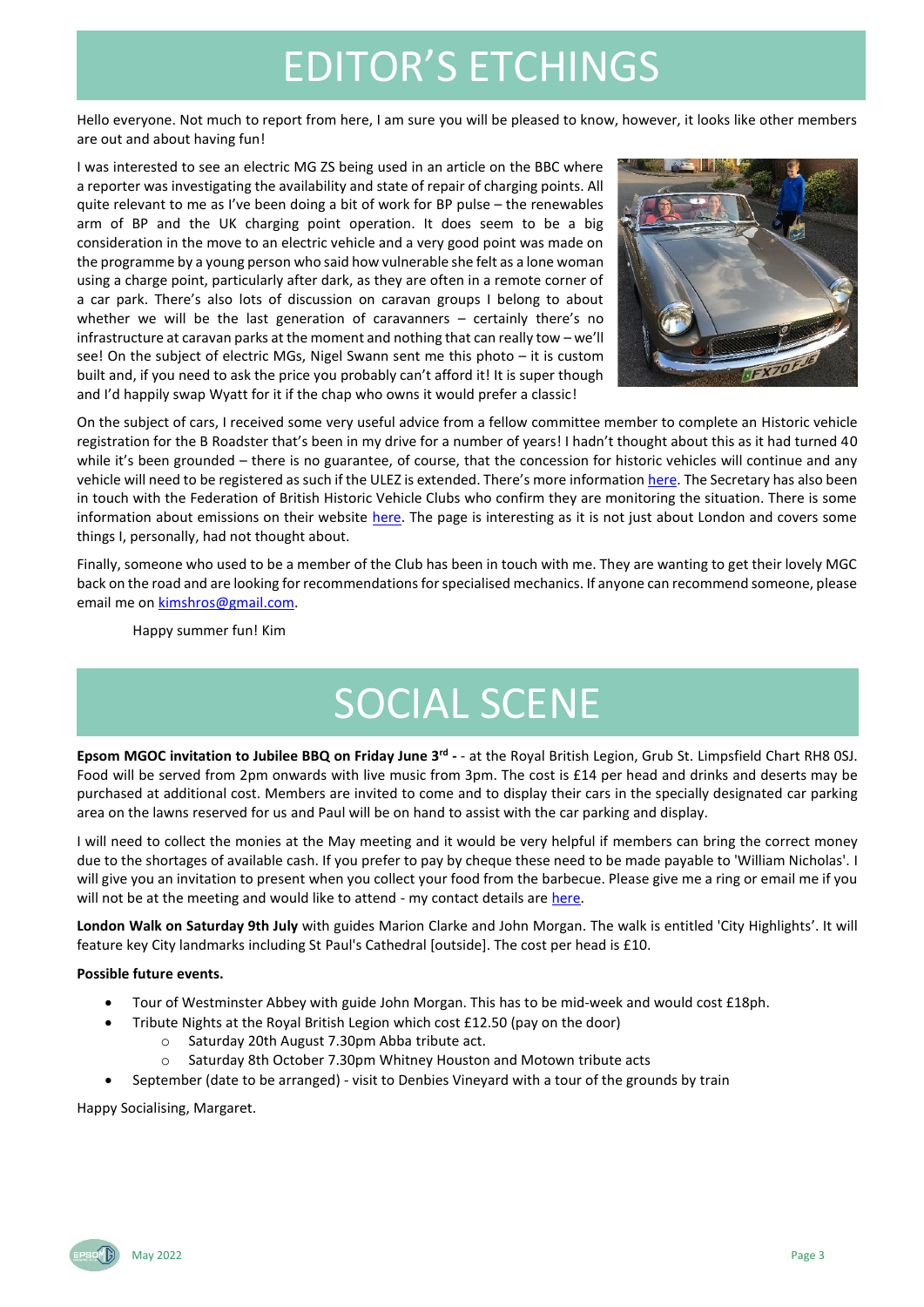# EDITOR'S ETCHINGS

Hello everyone. Not much to report from here, I am sure you will be pleased to know, however, it looks like other members are out and about having fun!

I was interested to see an electric MG ZS being used in an article on the BBC where a reporter was investigating the availability and state of repair of charging points. All quite relevant to me as I've been doing a bit of work for BP pulse – the renewables arm of BP and the UK charging point operation. It does seem to be a big consideration in the move to an electric vehicle and a very good point was made on the programme by a young person who said how vulnerable she felt as a lone woman using a charge point, particularly after dark, as they are often in a remote corner of a car park. There's also lots of discussion on caravan groups I belong to about whether we will be the last generation of caravanners – certainly there's no infrastructure at caravan parks at the moment and nothing that can really tow – we'll see! On the subject of electric MGs, Nigel Swann sent me this photo – it is custom built and, if you need to ask the price you probably can't afford it! It is super though and I'd happily swap Wyatt for it if the chap who owns it would prefer a classic!

On the subject of cars, I received some very useful advice from a fellow committee member to complete an Historic vehicle registration for the B Roadster that's been in my drive for a number of years! I hadn't thought about this as it had turned 40 while it's been grounded – there is no guarantee, of course, that the concession for historic vehicles will continue and any vehicle will need to be registered as such if the ULEZ is extended. There's more information here. The Secretary has also been in touch with the Federation of British Historic Vehicle Clubs who confirm they are monitoring the situation. There is some information about emissions on their website here. The page is interesting as it is not just about London and covers some things I, personally, had not thought about.

Finally, someone who used to be a member of the Club has been in touch with me. They are wanting to get their lovely MGC back on the road and are looking for recommendations for specialised mechanics. If anyone can recommend someone, please email me on kimshros@gmail.com.

Happy summer fun! Kim

# SOCIAL SCENE

**Epsom MGOC invitation to Jubilee BBQ on Friday June 3rd -** - at the Royal British Legion, Grub St. Limpsfield Chart RH8 0SJ. Food will be served from 2pm onwards with live music from 3pm. The cost is £14 per head and drinks and deserts may be purchased at additional cost. Members are invited to come and to display their cars in the specially designated car parking area on the lawns reserved for us and Paul will be on hand to assist with the car parking and display.

I will need to collect the monies at the May meeting and it would be very helpful if members can bring the correct money due to the shortages of available cash. If you prefer to pay by cheque these need to be made payable to 'William Nicholas'. I will give you an invitation to present when you collect your food from the barbecue. Please give me a ring or email me if you will not be at the meeting and would like to attend - my contact details are here.

**London Walk on Saturday 9th July** with guides Marion Clarke and John Morgan. The walk is entitled 'City Highlights'. It will feature key City landmarks including St Paul's Cathedral [outside]. The cost per head is £10.

**Possible future events.**

- Tour of Westminster Abbey with guide John Morgan. This has to be mid-week and would cost £18ph.
- Tribute Nights at the Royal British Legion which cost £12.50 (pay on the door)
  - Saturday 20th August 7.30pm Abba tribute act.
  - Saturday 8th October 7.30pm Whitney Houston and Motown tribute acts
- September (date to be arranged) - visit to Denbies Vineyard with a tour of the grounds by train

Happy Socialising, Margaret.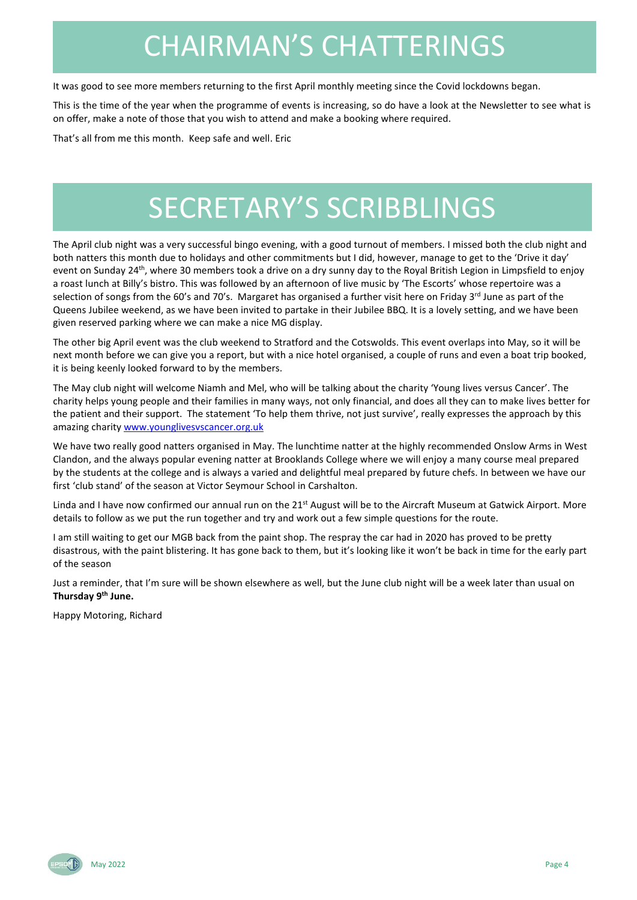# CHAIRMAN'S CHATTERINGS

It was good to see more members returning to the first April monthly meeting since the Covid lockdowns began.

This is the time of the year when the programme of events is increasing, so do have a look at the Newsletter to see what is on offer, make a note of those that you wish to attend and make a booking where required.

That's all from me this month. Keep safe and well. Eric

# SECRETARY'S SCRIBBLINGS

The April club night was a very successful bingo evening, with a good turnout of members. I missed both the club night and both natters this month due to holidays and other commitments but I did, however, manage to get to the 'Drive it day' event on Sunday 24th, where 30 members took a drive on a dry sunny day to the Royal British Legion in Limpsfield to enjoy a roast lunch at Billy's bistro. This was followed by an afternoon of live music by 'The Escorts' whose repertoire was a selection of songs from the 60's and 70's. Margaret has organised a further visit here on Friday 3rd June as part of the Queens Jubilee weekend, as we have been invited to partake in their Jubilee BBQ. It is a lovely setting, and we have been given reserved parking where we can make a nice MG display.

The other big April event was the club weekend to Stratford and the Cotswolds. This event overlaps into May, so it will be next month before we can give you a report, but with a nice hotel organised, a couple of runs and even a boat trip booked, it is being keenly looked forward to by the members.

The May club night will welcome Niamh and Mel, who will be talking about the charity 'Young lives versus Cancer'. The charity helps young people and their families in many ways, not only financial, and does all they can to make lives better for the patient and their support. The statement 'To help them thrive, not just survive', really expresses the approach by this amazing charity [www.younglivesvscancer.org.uk](http://www.younglivesvscancer.org.uk)

We have two really good natters organised in May. The lunchtime natter at the highly recommended Onslow Arms in West Clandon, and the always popular evening natter at Brooklands College where we will enjoy a many course meal prepared by the students at the college and is always a varied and delightful meal prepared by future chefs. In between we have our first 'club stand' of the season at Victor Seymour School in Carshalton.

Linda and I have now confirmed our annual run on the 21st August will be to the Aircraft Museum at Gatwick Airport. More details to follow as we put the run together and try and work out a few simple questions for the route.

I am still waiting to get our MGB back from the paint shop. The respray the car had in 2020 has proved to be pretty disastrous, with the paint blistering. It has gone back to them, but it's looking like it won't be back in time for the early part of the season

Just a reminder, that I'm sure will be shown elsewhere as well, but the June club night will be a week later than usual on **Thursday 9th June.**

Happy Motoring, Richard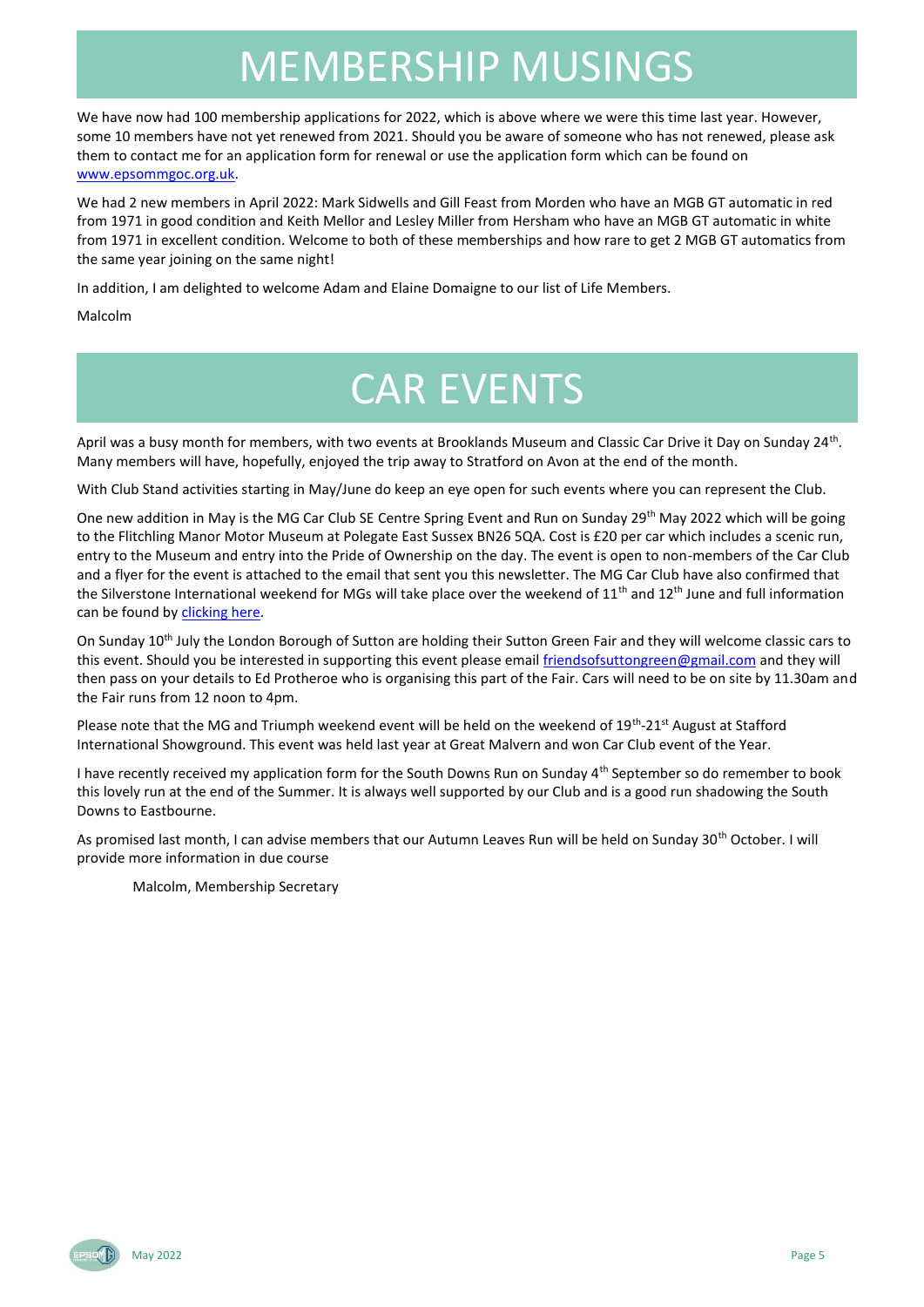# MEMBERSHIP MUSINGS

We have now had 100 membership applications for 2022, which is above where we were this time last year. However, some 10 members have not yet renewed from 2021. Should you be aware of someone who has not renewed, please ask them to contact me for an application form for renewal or use the application form which can be found on www.epsommgoc.org.uk.

We had 2 new members in April 2022: Mark Sidwells and Gill Feast from Morden who have an MGB GT automatic in red from 1971 in good condition and Keith Mellor and Lesley Miller from Hersham who have an MGB GT automatic in white from 1971 in excellent condition. Welcome to both of these memberships and how rare to get 2 MGB GT automatics from the same year joining on the same night!

In addition, I am delighted to welcome Adam and Elaine Domaigne to our list of Life Members.

Malcolm

# CAR EVENTS

April was a busy month for members, with two events at Brooklands Museum and Classic Car Drive it Day on Sunday 24th. Many members will have, hopefully, enjoyed the trip away to Stratford on Avon at the end of the month.

With Club Stand activities starting in May/June do keep an eye open for such events where you can represent the Club.

One new addition in May is the MG Car Club SE Centre Spring Event and Run on Sunday 29th May 2022 which will be going to the Flitchling Manor Motor Museum at Polegate East Sussex BN26 5QA. Cost is £20 per car which includes a scenic run, entry to the Museum and entry into the Pride of Ownership on the day. The event is open to non-members of the Car Club and a flyer for the event is attached to the email that sent you this newsletter. The MG Car Club have also confirmed that the Silverstone International weekend for MGs will take place over the weekend of 11th and 12th June and full information can be found by clicking here.

On Sunday 10th July the London Borough of Sutton are holding their Sutton Green Fair and they will welcome classic cars to this event. Should you be interested in supporting this event please email friendsofsuttongreen@gmail.com and they will then pass on your details to Ed Protheroe who is organising this part of the Fair. Cars will need to be on site by 11.30am and the Fair runs from 12 noon to 4pm.

Please note that the MG and Triumph weekend event will be held on the weekend of 19th-21st August at Stafford International Showground. This event was held last year at Great Malvern and won Car Club event of the Year.

I have recently received my application form for the South Downs Run on Sunday 4th September so do remember to book this lovely run at the end of the Summer. It is always well supported by our Club and is a good run shadowing the South Downs to Eastbourne.

As promised last month, I can advise members that our Autumn Leaves Run will be held on Sunday 30th October. I will provide more information in due course

Malcolm, Membership Secretary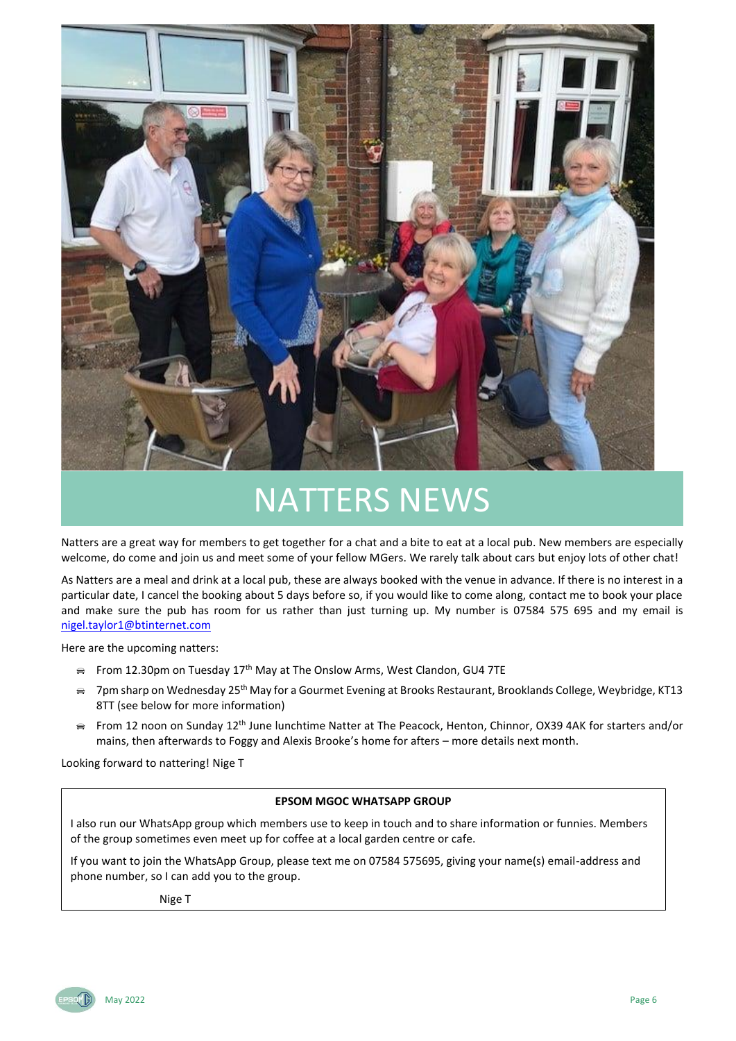# NATTERS NEWS

Natters are a great way for members to get together for a chat and a bite to eat at a local pub. New members are especially welcome, do come and join us and meet some of your fellow MGers. We rarely talk about cars but enjoy lots of other chat!

As Natters are a meal and drink at a local pub, these are always booked with the venue in advance. If there is no interest in a particular date, I cancel the booking about 5 days before so, if you would like to come along, contact me to book your place and make sure the pub has room for us rather than just turning up. My number is 07584 575 695 and my email is nigel.taylor1@btinternet.com

Here are the upcoming natters:

- From 12.30pm on Tuesday 17th May at The Onslow Arms, West Clandon, GU4 7TE
- 7pm sharp on Wednesday 25th May for a Gourmet Evening at Brooks Restaurant, Brooklands College, Weybridge, KT13 8TT (see below for more information)
- From 12 noon on Sunday 12th June lunchtime Natter at The Peacock, Henton, Chinnor, OX39 4AK for starters and/or mains, then afterwards to Foggy and Alexis Brooke's home for afters – more details next month.

Looking forward to nattering! Nige T

**EPSOM MGOC WHATSAPP GROUP**

I also run our WhatsApp group which members use to keep in touch and to share information or funnies. Members of the group sometimes even meet up for coffee at a local garden centre or cafe.

If you want to join the WhatsApp Group, please text me on 07584 575695, giving your name(s) email-address and phone number, so I can add you to the group.

Nige T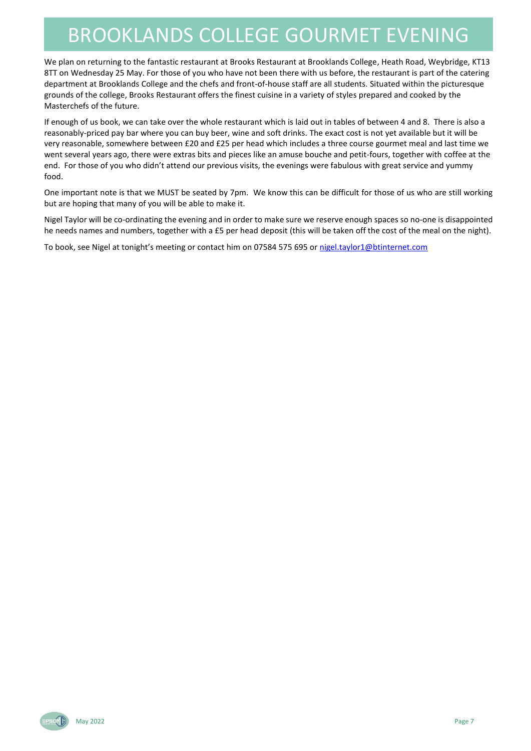# BROOKLANDS COLLEGE GOURMET EVENING

We plan on returning to the fantastic restaurant at Brooks Restaurant at Brooklands College, Heath Road, Weybridge, KT13 8TT on Wednesday 25 May. For those of you who have not been there with us before, the restaurant is part of the catering department at Brooklands College and the chefs and front-of-house staff are all students. Situated within the picturesque grounds of the college, Brooks Restaurant offers the finest cuisine in a variety of styles prepared and cooked by the Masterchefs of the future.

If enough of us book, we can take over the whole restaurant which is laid out in tables of between 4 and 8. There is also a reasonably-priced pay bar where you can buy beer, wine and soft drinks. The exact cost is not yet available but it will be very reasonable, somewhere between £20 and £25 per head which includes a three course gourmet meal and last time we went several years ago, there were extras bits and pieces like an amuse bouche and petit-fours, together with coffee at the end. For those of you who didn't attend our previous visits, the evenings were fabulous with great service and yummy food.

One important note is that we MUST be seated by 7pm. We know this can be difficult for those of us who are still working but are hoping that many of you will be able to make it.

Nigel Taylor will be co-ordinating the evening and in order to make sure we reserve enough spaces so no-one is disappointed he needs names and numbers, together with a £5 per head deposit (this will be taken off the cost of the meal on the night).

To book, see Nigel at tonight's meeting or contact him on 07584 575 695 or [nigel.taylor1@btinternet.com](mailto:nigel.taylor1@btinternet.com)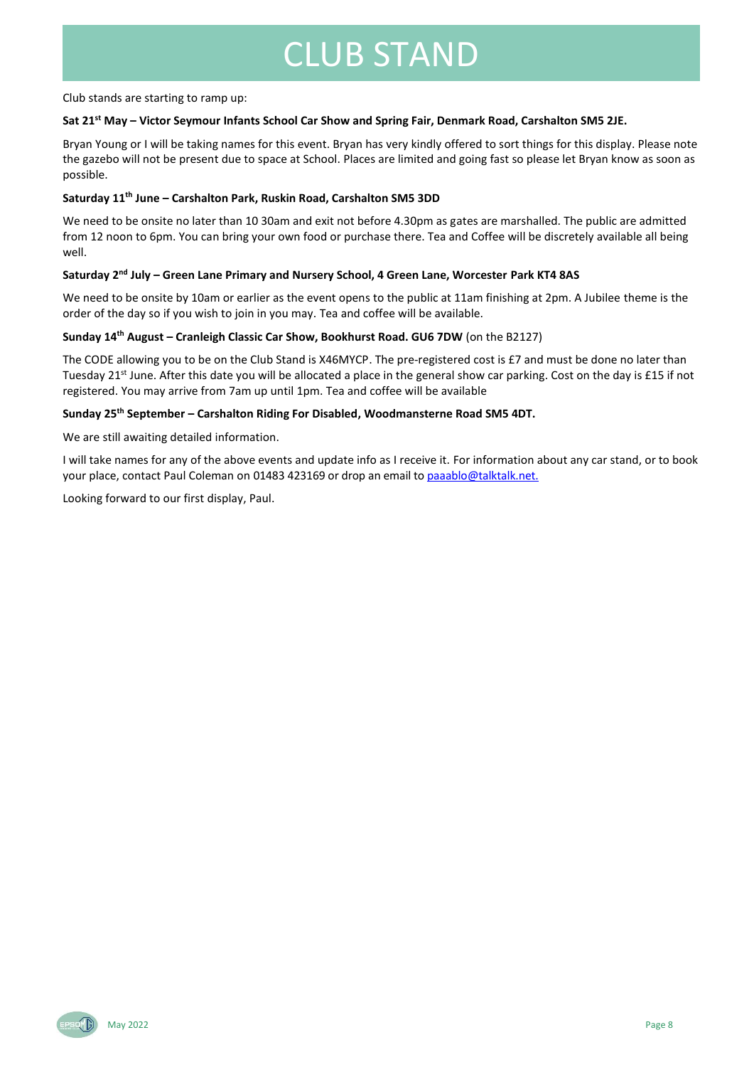# CLUB STAND

Club stands are starting to ramp up:

**Sat 21st May – Victor Seymour Infants School Car Show and Spring Fair, Denmark Road, Carshalton SM5 2JE.**

Bryan Young or I will be taking names for this event. Bryan has very kindly offered to sort things for this display. Please note the gazebo will not be present due to space at School. Places are limited and going fast so please let Bryan know as soon as possible.

**Saturday 11th June – Carshalton Park, Ruskin Road, Carshalton SM5 3DD**

We need to be onsite no later than 10 30am and exit not before 4.30pm as gates are marshalled. The public are admitted from 12 noon to 6pm. You can bring your own food or purchase there. Tea and Coffee will be discretely available all being well.

**Saturday 2nd July – Green Lane Primary and Nursery School, 4 Green Lane, Worcester Park KT4 8AS**

We need to be onsite by 10am or earlier as the event opens to the public at 11am finishing at 2pm. A Jubilee theme is the order of the day so if you wish to join in you may. Tea and coffee will be available.

**Sunday 14th August – Cranleigh Classic Car Show, Bookhurst Road. GU6 7DW** (on the B2127)

The CODE allowing you to be on the Club Stand is X46MYCP. The pre-registered cost is £7 and must be done no later than Tuesday 21st June. After this date you will be allocated a place in the general show car parking. Cost on the day is £15 if not registered. You may arrive from 7am up until 1pm. Tea and coffee will be available

**Sunday 25th September – Carshalton Riding For Disabled, Woodmansterne Road SM5 4DT.**

We are still awaiting detailed information.

I will take names for any of the above events and update info as I receive it. For information about any car stand, or to book your place, contact Paul Coleman on 01483 423169 or drop an email to paaablo@talktalk.net.

Looking forward to our first display, Paul.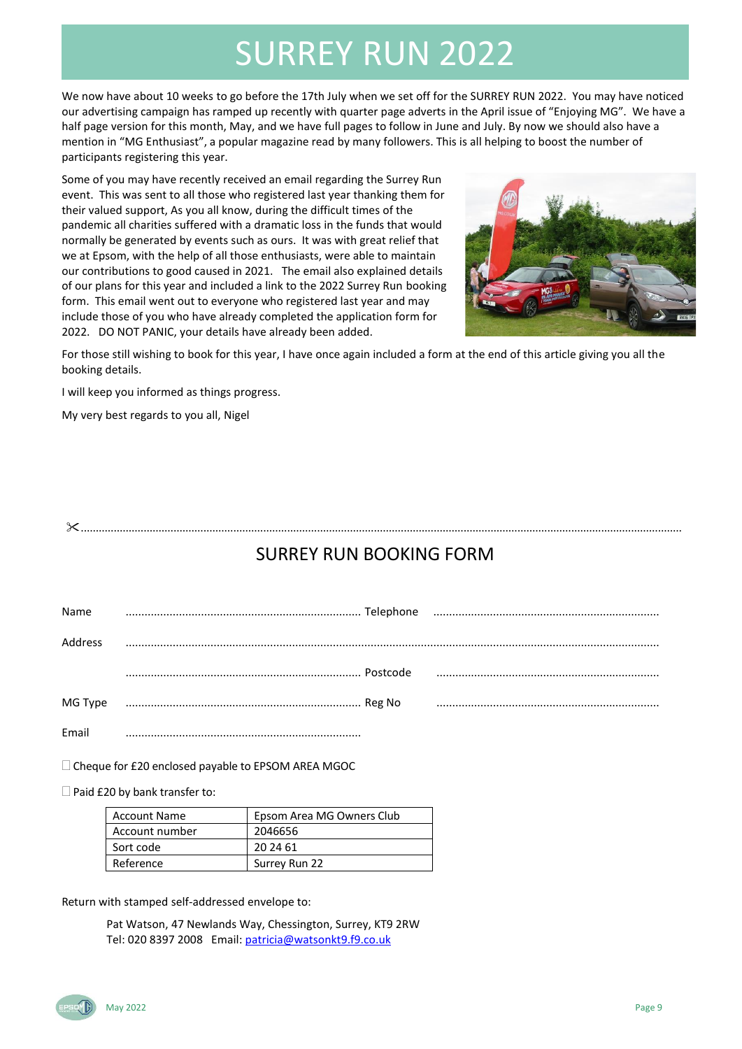# SURREY RUN 2022

We now have about 10 weeks to go before the 17th July when we set off for the SURREY RUN 2022. You may have noticed our advertising campaign has ramped up recently with quarter page adverts in the April issue of "Enjoying MG". We have a half page version for this month, May, and we have full pages to follow in June and July. By now we should also have a mention in "MG Enthusiast", a popular magazine read by many followers. This is all helping to boost the number of participants registering this year.

Some of you may have recently received an email regarding the Surrey Run event. This was sent to all those who registered last year thanking them for their valued support, As you all know, during the difficult times of the pandemic all charities suffered with a dramatic loss in the funds that would normally be generated by events such as ours. It was with great relief that we at Epsom, with the help of all those enthusiasts, were able to maintain our contributions to good caused in 2021. The email also explained details of our plans for this year and included a link to the 2022 Surrey Run booking form. This email went out to everyone who registered last year and may include those of you who have already completed the application form for 2022. DO NOT PANIC, your details have already been added.

For those still wishing to book for this year, I have once again included a form at the end of this article giving you all the booking details.

I will keep you informed as things progress.

My very best regards to you all, Nigel

✂..........................................................................................................................................

## SURREY RUN BOOKING FORM

Name ........................................................................ Telephone ........................................................................

Address ..........................................................................................................................................................

........................................................................ Postcode ........................................................................

MG Type ........................................................................ Reg No ........................................................................

Email ........................................................................

☐ Cheque for £20 enclosed payable to EPSOM AREA MGOC

☐ Paid £20 by bank transfer to:

| Account Name | Epsom Area MG Owners Club |
|---|---|
| Account number | 2046656 |
| Sort code | 20 24 61 |
| Reference | Surrey Run 22 |

Return with stamped self-addressed envelope to:

Pat Watson, 47 Newlands Way, Chessington, Surrey, KT9 2RW
Tel: 020 8397 2008 Email: patricia@watsonkt9.f9.co.uk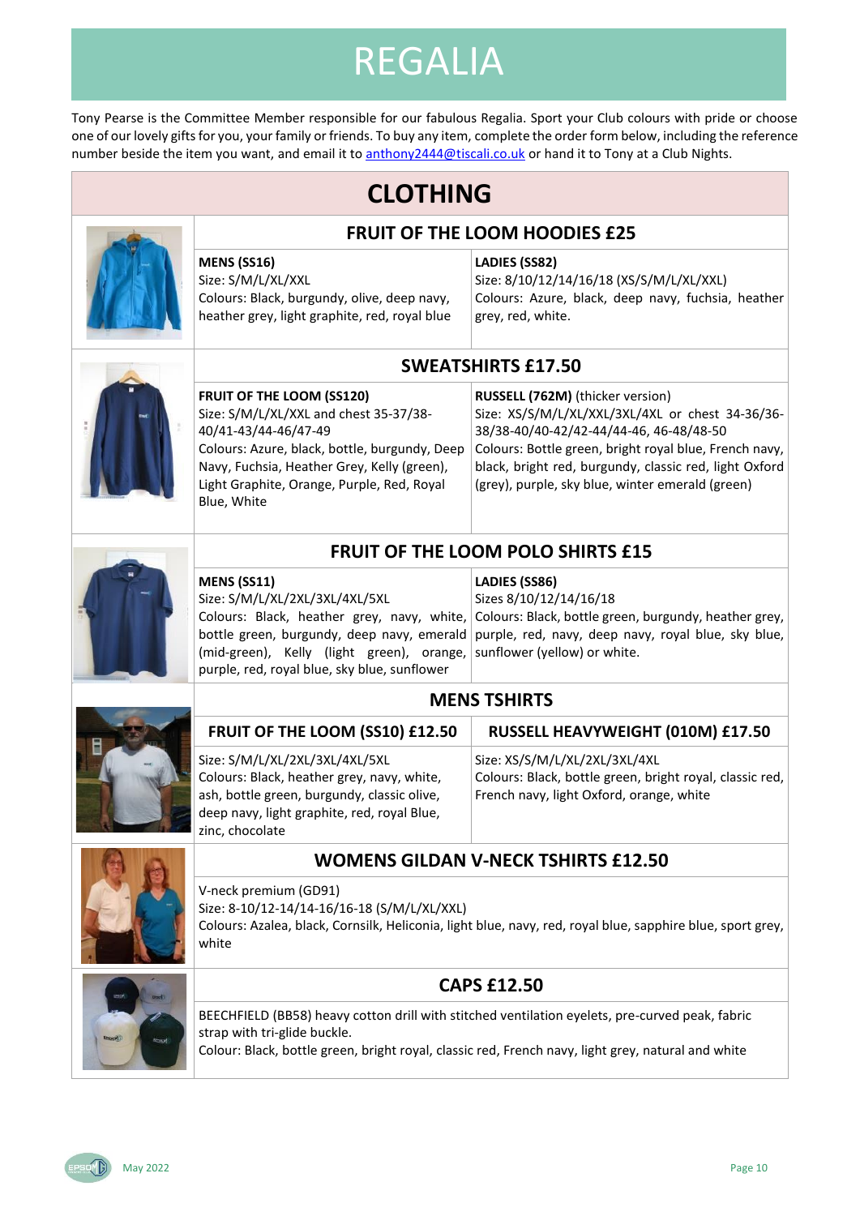# REGALIA

Tony Pearse is the Committee Member responsible for our fabulous Regalia. Sport your Club colours with pride or choose one of our lovely gifts for you, your family or friends. To buy any item, complete the order form below, including the reference number beside the item you want, and email it to anthony2444@tiscali.co.uk or hand it to Tony at a Club Nights.

## CLOTHING

### FRUIT OF THE LOOM HOODIES £25

**MENS (SS16)**
Size: S/M/L/XL/XXL
Colours: Black, burgundy, olive, deep navy, heather grey, light graphite, red, royal blue

**LADIES (SS82)**
Size: 8/10/12/14/16/18 (XS/S/M/L/XL/XXL)
Colours: Azure, black, deep navy, fuchsia, heather grey, red, white.

### SWEATSHIRTS £17.50

**FRUIT OF THE LOOM (SS120)**
Size: S/M/L/XL/XXL and chest 35-37/38-40/41-43/44-46/47-49
Colours: Azure, black, bottle, burgundy, Deep Navy, Fuchsia, Heather Grey, Kelly (green), Light Graphite, Orange, Purple, Red, Royal Blue, White

**RUSSELL (762M)** (thicker version)
Size: XS/S/M/L/XL/XXL/3XL/4XL or chest 34-36/36-38/38-40/40-42/42-44/44-46, 46-48/48-50
Colours: Bottle green, bright royal blue, French navy, black, bright red, burgundy, classic red, light Oxford (grey), purple, sky blue, winter emerald (green)

### FRUIT OF THE LOOM POLO SHIRTS £15

**MENS (SS11)**
Size: S/M/L/XL/2XL/3XL/4XL/5XL
Colours: Black, heather grey, navy, white, bottle green, burgundy, deep navy, emerald (mid-green), Kelly (light green), orange, purple, red, royal blue, sky blue, sunflower

**LADIES (SS86)**
Sizes 8/10/12/14/16/18
Colours: Black, bottle green, burgundy, heather grey, purple, red, navy, deep navy, royal blue, sky blue, sunflower (yellow) or white.

### MENS TSHIRTS

**FRUIT OF THE LOOM (SS10) £12.50**
Size: S/M/L/XL/2XL/3XL/4XL/5XL
Colours: Black, heather grey, navy, white, ash, bottle green, burgundy, classic olive, deep navy, light graphite, red, royal Blue, zinc, chocolate

**RUSSELL HEAVYWEIGHT (010M) £17.50**
Size: XS/S/M/L/XL/2XL/3XL/4XL
Colours: Black, bottle green, bright royal, classic red, French navy, light Oxford, orange, white

### WOMENS GILDAN V-NECK TSHIRTS £12.50

V-neck premium (GD91)
Size: 8-10/12-14/14-16/16-18 (S/M/L/XL/XXL)
Colours: Azalea, black, Cornsilk, Heliconia, light blue, navy, red, royal blue, sapphire blue, sport grey, white

### CAPS £12.50

BEECHFIELD (BB58) heavy cotton drill with stitched ventilation eyelets, pre-curved peak, fabric strap with tri-glide buckle.
Colour: Black, bottle green, bright royal, classic red, French navy, light grey, natural and white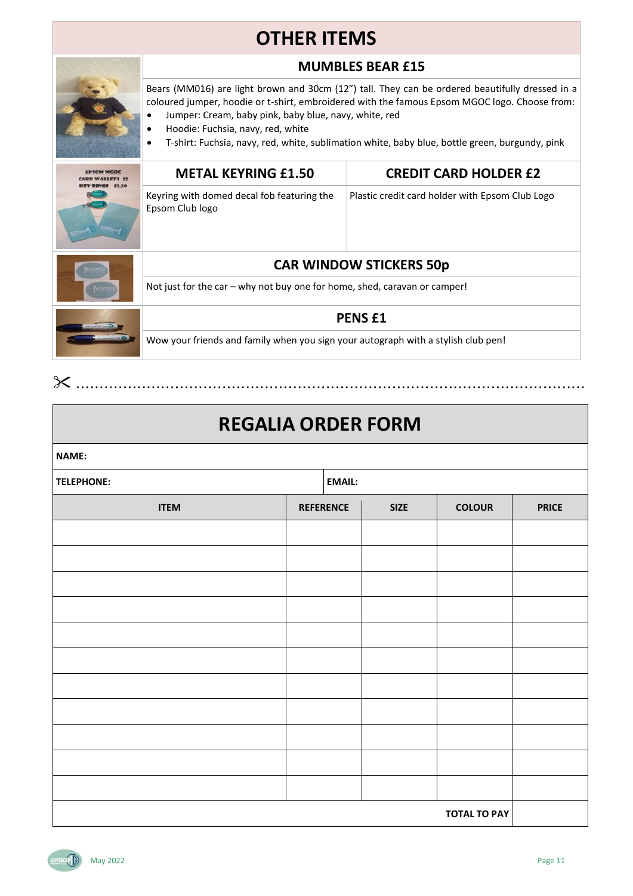# OTHER ITEMS

## MUMBLES BEAR £15

Bears (MM016) are light brown and 30cm (12") tall. They can be ordered beautifully dressed in a coloured jumper, hoodie or t-shirt, embroidered with the famous Epsom MGOC logo. Choose from:

- Jumper: Cream, baby pink, baby blue, navy, white, red
- Hoodie: Fuchsia, navy, red, white
- T-shirt: Fuchsia, navy, red, white, sublimation white, baby blue, bottle green, burgundy, pink

## METAL KEYRING £1.50

Keyring with domed decal fob featuring the Epsom Club logo

## CREDIT CARD HOLDER £2

Plastic credit card holder with Epsom Club Logo

## CAR WINDOW STICKERS 50p

Not just for the car – why not buy one for home, shed, caravan or camper!

## PENS £1

Wow your friends and family when you sign your autograph with a stylish club pen!

✂ ..........................................................................................................

# REGALIA ORDER FORM

**NAME:**

**TELEPHONE:** **EMAIL:**

| ITEM | REFERENCE | SIZE | COLOUR | PRICE |
|---|---|---|---|---|
| | | | | |
| | | | | |
| | | | | |
| | | | | |
| | | | | |
| | | | | |
| | | | | |
| | | | | |
| | | | | |
| | | | | |
| | | | | |
| | | | **TOTAL TO PAY** | |

May 2022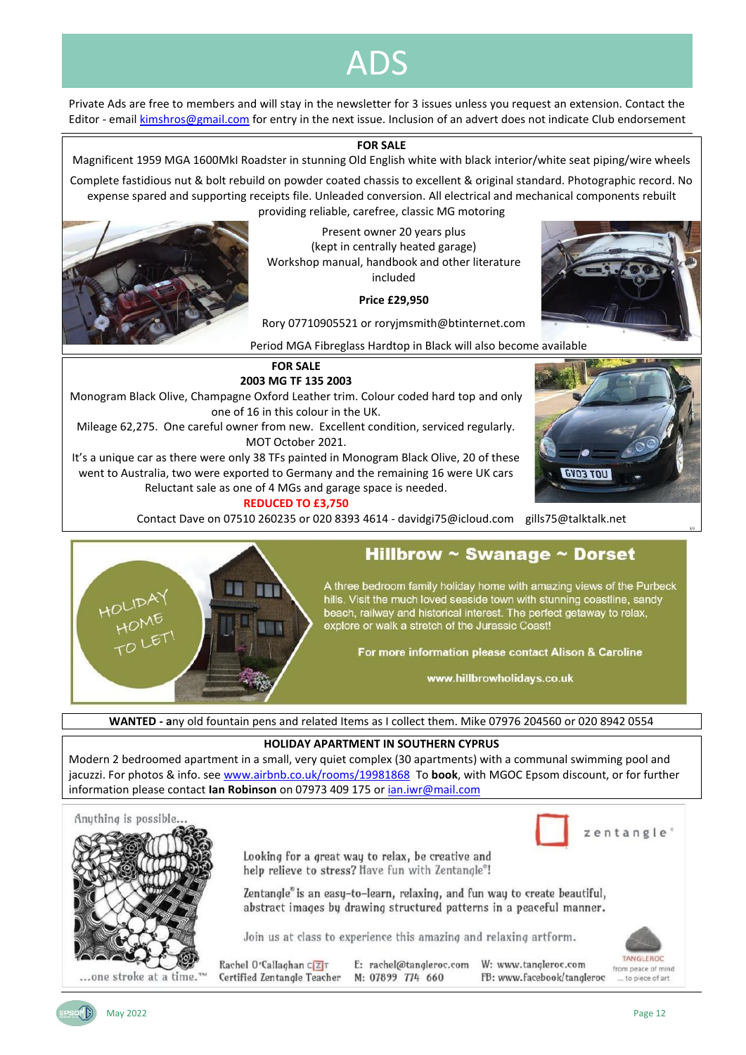# ADS

Private Ads are free to members and will stay in the newsletter for 3 issues unless you request an extension. Contact the Editor - email kimshros@gmail.com for entry in the next issue. Inclusion of an advert does not indicate Club endorsement

**FOR SALE**

Magnificent 1959 MGA 1600MkI Roadster in stunning Old English white with black interior/white seat piping/wire wheels

Complete fastidious nut & bolt rebuild on powder coated chassis to excellent & original standard. Photographic record. No expense spared and supporting receipts file. Unleaded conversion. All electrical and mechanical components rebuilt providing reliable, carefree, classic MG motoring

Present owner 20 years plus
(kept in centrally heated garage)
Workshop manual, handbook and other literature included

**Price £29,950**

Rory 07710905521 or roryjmsmith@btinternet.com

Period MGA Fibreglass Hardtop in Black will also become available

**FOR SALE**
**2003 MG TF 135 2003**

Monogram Black Olive, Champagne Oxford Leather trim. Colour coded hard top and only one of 16 in this colour in the UK.
Mileage 62,275. One careful owner from new. Excellent condition, serviced regularly. MOT October 2021.
It's a unique car as there were only 38 TFs painted in Monogram Black Olive, 20 of these went to Australia, two were exported to Germany and the remaining 16 were UK cars
Reluctant sale as one of 4 MGs and garage space is needed.

**REDUCED TO £3,750**

Contact Dave on 07510 260235 or 020 8393 4614 - davidgi75@icloud.com gills75@talktalk.net

HOLIDAY HOME TO LET!

**Hillbrow ~ Swanage ~ Dorset**

A three bedroom family holiday home with amazing views of the Purbeck hills. Visit the much loved seaside town with stunning coastline, sandy beach, railway and historical interest. The perfect getaway to relax, explore or walk a stretch of the Jurassic Coast!

**For more information please contact Alison & Caroline**

**www.hillbrowholidays.co.uk**

**WANTED - a**ny old fountain pens and related Items as I collect them. Mike 07976 204560 or 020 8942 0554

**HOLIDAY APARTMENT IN SOUTHERN CYPRUS**

Modern 2 bedroomed apartment in a small, very quiet complex (30 apartments) with a communal swimming pool and jacuzzi. For photos & info. see www.airbnb.co.uk/rooms/19981868 To **book**, with MGOC Epsom discount, or for further information please contact **Ian Robinson** on 07973 409 175 or ian.iwr@mail.com

Anything is possible...

zentangle®

Looking for a great way to relax, be creative and help relieve to stress? Have fun with Zentangle®!

Zentangle® is an easy-to-learn, relaxing, and fun way to create beautiful, abstract images by drawing structured patterns in a peaceful manner.

Join us at class to experience this amazing and relaxing artform.

...one stroke at a time.™

Rachel O'Callaghan CZT
Certified Zentangle Teacher

E: rachel@tangleroc.com
M: 07899 774 660

W: www.tangleroc.com
FB: www.facebook/tangleroc

TANGLEROC
from peace of mind ... to piece of art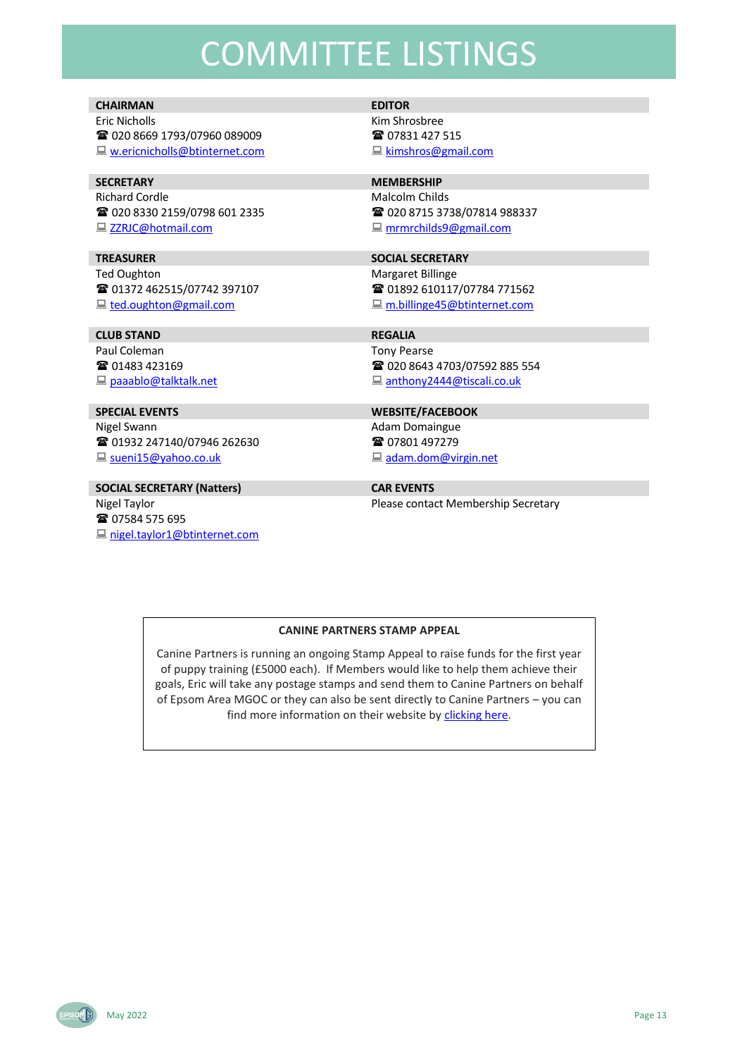# COMMITTEE LISTINGS

**CHAIRMAN**
Eric Nicholls
☎ 020 8669 1793/07960 089009
🖳 w.ericnicholls@btinternet.com

**EDITOR**
Kim Shrosbree
☎ 07831 427 515
🖳 kimshros@gmail.com

**SECRETARY**
Richard Cordle
☎ 020 8330 2159/0798 601 2335
🖳 ZZRJC@hotmail.com

**MEMBERSHIP**
Malcolm Childs
☎ 020 8715 3738/07814 988337
🖳 mrmrchilds9@gmail.com

**TREASURER**
Ted Oughton
☎ 01372 462515/07742 397107
🖳 ted.oughton@gmail.com

**SOCIAL SECRETARY**
Margaret Billinge
☎ 01892 610117/07784 771562
🖳 m.billinge45@btinternet.com

**CLUB STAND**
Paul Coleman
☎ 01483 423169
🖳 paaablo@talktalk.net

**REGALIA**
Tony Pearse
☎ 020 8643 4703/07592 885 554
🖳 anthony2444@tiscali.co.uk

**SPECIAL EVENTS**
Nigel Swann
☎ 01932 247140/07946 262630
🖳 sueni15@yahoo.co.uk

**WEBSITE/FACEBOOK**
Adam Domaingue
☎ 07801 497279
🖳 adam.dom@virgin.net

**SOCIAL SECRETARY (Natters)**
Nigel Taylor
☎ 07584 575 695
🖳 nigel.taylor1@btinternet.com

**CAR EVENTS**
Please contact Membership Secretary

**CANINE PARTNERS STAMP APPEAL**

Canine Partners is running an ongoing Stamp Appeal to raise funds for the first year of puppy training (£5000 each). If Members would like to help them achieve their goals, Eric will take any postage stamps and send them to Canine Partners on behalf of Epsom Area MGOC or they can also be sent directly to Canine Partners – you can find more information on their website by clicking here.